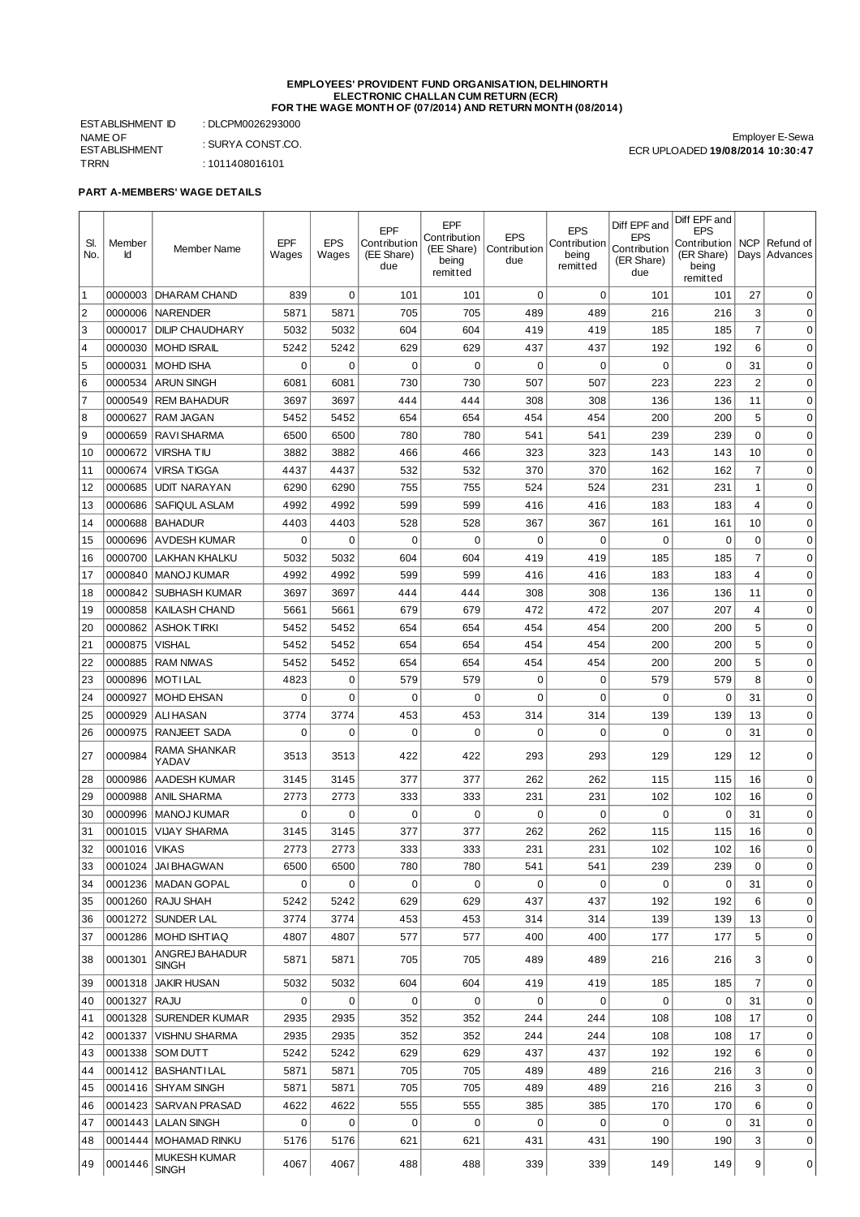**EMPLOYEES' PROVIDENT FUND ORGANISATION, DELHINORTH**
**ELECTRONIC CHALLAN CUM RETURN (ECR)**
**FOR THE WAGE MONTH OF (07/2014) AND RETURN MONTH (08/2014)**

ESTABLISHMENT ID : DLCPM0026293000
NAME OF ESTABLISHMENT : SURYA CONST.CO.
TRRN : 1011408016101

Employer E-Sewa
ECR UPLOADED **19/08/2014 10:30:47**

## PART A-MEMBERS' WAGE DETAILS

| Sl. No. | Member Id | Member Name | EPF Wages | EPS Wages | EPF Contribution (EE Share) due | EPF Contribution (EE Share) being remitted | EPS Contribution due | EPS Contribution being remitted | Diff EPF and EPS Contribution (ER Share) due | Diff EPF and EPS Contribution (ER Share) being remitted | NCP Days | Refund of Advances |
|---|---|---|---|---|---|---|---|---|---|---|---|---|
| 1 | 0000003 | DHARAM CHAND | 839 | 0 | 101 | 101 | 0 | 0 | 101 | 101 | 27 | 0 |
| 2 | 0000006 | NARENDER | 5871 | 5871 | 705 | 705 | 489 | 489 | 216 | 216 | 3 | 0 |
| 3 | 0000017 | DILIP CHAUDHARY | 5032 | 5032 | 604 | 604 | 419 | 419 | 185 | 185 | 7 | 0 |
| 4 | 0000030 | MOHD ISRAIL | 5242 | 5242 | 629 | 629 | 437 | 437 | 192 | 192 | 6 | 0 |
| 5 | 0000031 | MOHD ISHA | 0 | 0 | 0 | 0 | 0 | 0 | 0 | 0 | 31 | 0 |
| 6 | 0000534 | ARUN SINGH | 6081 | 6081 | 730 | 730 | 507 | 507 | 223 | 223 | 2 | 0 |
| 7 | 0000549 | REM BAHADUR | 3697 | 3697 | 444 | 444 | 308 | 308 | 136 | 136 | 11 | 0 |
| 8 | 0000627 | RAM JAGAN | 5452 | 5452 | 654 | 654 | 454 | 454 | 200 | 200 | 5 | 0 |
| 9 | 0000659 | RAVI SHARMA | 6500 | 6500 | 780 | 780 | 541 | 541 | 239 | 239 | 0 | 0 |
| 10 | 0000672 | VIRSHA TIU | 3882 | 3882 | 466 | 466 | 323 | 323 | 143 | 143 | 10 | 0 |
| 11 | 0000674 | VIRSA TIGGA | 4437 | 4437 | 532 | 532 | 370 | 370 | 162 | 162 | 7 | 0 |
| 12 | 0000685 | UDIT NARAYAN | 6290 | 6290 | 755 | 755 | 524 | 524 | 231 | 231 | 1 | 0 |
| 13 | 0000686 | SAFIQUL ASLAM | 4992 | 4992 | 599 | 599 | 416 | 416 | 183 | 183 | 4 | 0 |
| 14 | 0000688 | BAHADUR | 4403 | 4403 | 528 | 528 | 367 | 367 | 161 | 161 | 10 | 0 |
| 15 | 0000696 | AVDESH KUMAR | 0 | 0 | 0 | 0 | 0 | 0 | 0 | 0 | 0 | 0 |
| 16 | 0000700 | LAKHAN KHALKU | 5032 | 5032 | 604 | 604 | 419 | 419 | 185 | 185 | 7 | 0 |
| 17 | 0000840 | MANOJ KUMAR | 4992 | 4992 | 599 | 599 | 416 | 416 | 183 | 183 | 4 | 0 |
| 18 | 0000842 | SUBHASH KUMAR | 3697 | 3697 | 444 | 444 | 308 | 308 | 136 | 136 | 11 | 0 |
| 19 | 0000858 | KAILASH CHAND | 5661 | 5661 | 679 | 679 | 472 | 472 | 207 | 207 | 4 | 0 |
| 20 | 0000862 | ASHOK TIRKI | 5452 | 5452 | 654 | 654 | 454 | 454 | 200 | 200 | 5 | 0 |
| 21 | 0000875 | VISHAL | 5452 | 5452 | 654 | 654 | 454 | 454 | 200 | 200 | 5 | 0 |
| 22 | 0000885 | RAM NIWAS | 5452 | 5452 | 654 | 654 | 454 | 454 | 200 | 200 | 5 | 0 |
| 23 | 0000896 | MOTI LAL | 4823 | 0 | 579 | 579 | 0 | 0 | 579 | 579 | 8 | 0 |
| 24 | 0000927 | MOHD EHSAN | 0 | 0 | 0 | 0 | 0 | 0 | 0 | 0 | 31 | 0 |
| 25 | 0000929 | ALI HASAN | 3774 | 3774 | 453 | 453 | 314 | 314 | 139 | 139 | 13 | 0 |
| 26 | 0000975 | RANJEET SADA | 0 | 0 | 0 | 0 | 0 | 0 | 0 | 0 | 31 | 0 |
| 27 | 0000984 | RAMA SHANKAR YADAV | 3513 | 3513 | 422 | 422 | 293 | 293 | 129 | 129 | 12 | 0 |
| 28 | 0000986 | AADESH KUMAR | 3145 | 3145 | 377 | 377 | 262 | 262 | 115 | 115 | 16 | 0 |
| 29 | 0000988 | ANIL SHARMA | 2773 | 2773 | 333 | 333 | 231 | 231 | 102 | 102 | 16 | 0 |
| 30 | 0000996 | MANOJ KUMAR | 0 | 0 | 0 | 0 | 0 | 0 | 0 | 0 | 31 | 0 |
| 31 | 0001015 | VIJAY SHARMA | 3145 | 3145 | 377 | 377 | 262 | 262 | 115 | 115 | 16 | 0 |
| 32 | 0001016 | VIKAS | 2773 | 2773 | 333 | 333 | 231 | 231 | 102 | 102 | 16 | 0 |
| 33 | 0001024 | JAI BHAGWAN | 6500 | 6500 | 780 | 780 | 541 | 541 | 239 | 239 | 0 | 0 |
| 34 | 0001236 | MADAN GOPAL | 0 | 0 | 0 | 0 | 0 | 0 | 0 | 0 | 31 | 0 |
| 35 | 0001260 | RAJU SHAH | 5242 | 5242 | 629 | 629 | 437 | 437 | 192 | 192 | 6 | 0 |
| 36 | 0001272 | SUNDER LAL | 3774 | 3774 | 453 | 453 | 314 | 314 | 139 | 139 | 13 | 0 |
| 37 | 0001286 | MOHD ISHTIAQ | 4807 | 4807 | 577 | 577 | 400 | 400 | 177 | 177 | 5 | 0 |
| 38 | 0001301 | ANGREJ BAHADUR SINGH | 5871 | 5871 | 705 | 705 | 489 | 489 | 216 | 216 | 3 | 0 |
| 39 | 0001318 | JAKIR HUSAN | 5032 | 5032 | 604 | 604 | 419 | 419 | 185 | 185 | 7 | 0 |
| 40 | 0001327 | RAJU | 0 | 0 | 0 | 0 | 0 | 0 | 0 | 0 | 31 | 0 |
| 41 | 0001328 | SURENDER KUMAR | 2935 | 2935 | 352 | 352 | 244 | 244 | 108 | 108 | 17 | 0 |
| 42 | 0001337 | VISHNU SHARMA | 2935 | 2935 | 352 | 352 | 244 | 244 | 108 | 108 | 17 | 0 |
| 43 | 0001338 | SOM DUTT | 5242 | 5242 | 629 | 629 | 437 | 437 | 192 | 192 | 6 | 0 |
| 44 | 0001412 | BASHANTI LAL | 5871 | 5871 | 705 | 705 | 489 | 489 | 216 | 216 | 3 | 0 |
| 45 | 0001416 | SHYAM SINGH | 5871 | 5871 | 705 | 705 | 489 | 489 | 216 | 216 | 3 | 0 |
| 46 | 0001423 | SARVAN PRASAD | 4622 | 4622 | 555 | 555 | 385 | 385 | 170 | 170 | 6 | 0 |
| 47 | 0001443 | LALAN SINGH | 0 | 0 | 0 | 0 | 0 | 0 | 0 | 0 | 31 | 0 |
| 48 | 0001444 | MOHAMAD RINKU | 5176 | 5176 | 621 | 621 | 431 | 431 | 190 | 190 | 3 | 0 |
| 49 | 0001446 | MUKESH KUMAR SINGH | 4067 | 4067 | 488 | 488 | 339 | 339 | 149 | 149 | 9 | 0 |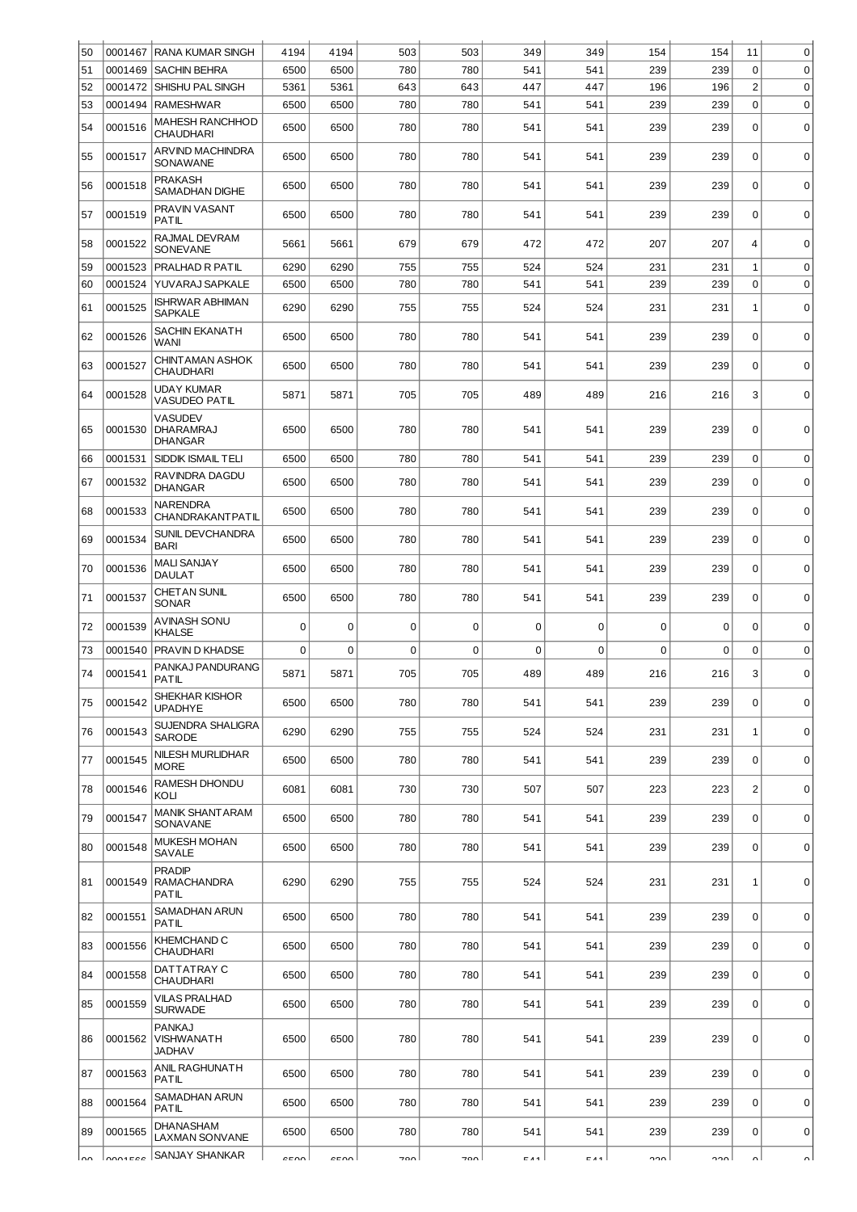| 50 | 0001467 | RANA KUMAR SINGH | 4194 | 4194 | 503 | 503 | 349 | 349 | 154 | 154 | 11 | 0 |
|---|---|---|---|---|---|---|---|---|---|---|---|---|
| 51 | 0001469 | SACHIN BEHRA | 6500 | 6500 | 780 | 780 | 541 | 541 | 239 | 239 | 0 | 0 |
| 52 | 0001472 | SHISHU PAL SINGH | 5361 | 5361 | 643 | 643 | 447 | 447 | 196 | 196 | 2 | 0 |
| 53 | 0001494 | RAMESHWAR | 6500 | 6500 | 780 | 780 | 541 | 541 | 239 | 239 | 0 | 0 |
| 54 | 0001516 | MAHESH RANCHHOD CHAUDHARI | 6500 | 6500 | 780 | 780 | 541 | 541 | 239 | 239 | 0 | 0 |
| 55 | 0001517 | ARVIND MACHINDRA SONAWANE | 6500 | 6500 | 780 | 780 | 541 | 541 | 239 | 239 | 0 | 0 |
| 56 | 0001518 | PRAKASH SAMADHAN DIGHE | 6500 | 6500 | 780 | 780 | 541 | 541 | 239 | 239 | 0 | 0 |
| 57 | 0001519 | PRAVIN VASANT PATIL | 6500 | 6500 | 780 | 780 | 541 | 541 | 239 | 239 | 0 | 0 |
| 58 | 0001522 | RAJMAL DEVRAM SONEVANE | 5661 | 5661 | 679 | 679 | 472 | 472 | 207 | 207 | 4 | 0 |
| 59 | 0001523 | PRALHAD R PATIL | 6290 | 6290 | 755 | 755 | 524 | 524 | 231 | 231 | 1 | 0 |
| 60 | 0001524 | YUVARAJ SAPKALE | 6500 | 6500 | 780 | 780 | 541 | 541 | 239 | 239 | 0 | 0 |
| 61 | 0001525 | ISHRWAR ABHIMAN SAPKALE | 6290 | 6290 | 755 | 755 | 524 | 524 | 231 | 231 | 1 | 0 |
| 62 | 0001526 | SACHIN EKANATH WANI | 6500 | 6500 | 780 | 780 | 541 | 541 | 239 | 239 | 0 | 0 |
| 63 | 0001527 | CHINTAMAN ASHOK CHAUDHARI | 6500 | 6500 | 780 | 780 | 541 | 541 | 239 | 239 | 0 | 0 |
| 64 | 0001528 | UDAY KUMAR VASUDEO PATIL | 5871 | 5871 | 705 | 705 | 489 | 489 | 216 | 216 | 3 | 0 |
| 65 | 0001530 | VASUDEV DHARAMRAJ DHANGAR | 6500 | 6500 | 780 | 780 | 541 | 541 | 239 | 239 | 0 | 0 |
| 66 | 0001531 | SIDDIK ISMAIL TELI | 6500 | 6500 | 780 | 780 | 541 | 541 | 239 | 239 | 0 | 0 |
| 67 | 0001532 | RAVINDRA DAGDU DHANGAR | 6500 | 6500 | 780 | 780 | 541 | 541 | 239 | 239 | 0 | 0 |
| 68 | 0001533 | NARENDRA CHANDRAKANTPATIL | 6500 | 6500 | 780 | 780 | 541 | 541 | 239 | 239 | 0 | 0 |
| 69 | 0001534 | SUNIL DEVCHANDRA BARI | 6500 | 6500 | 780 | 780 | 541 | 541 | 239 | 239 | 0 | 0 |
| 70 | 0001536 | MALI SANJAY DAULAT | 6500 | 6500 | 780 | 780 | 541 | 541 | 239 | 239 | 0 | 0 |
| 71 | 0001537 | CHETAN SUNIL SONAR | 6500 | 6500 | 780 | 780 | 541 | 541 | 239 | 239 | 0 | 0 |
| 72 | 0001539 | AVINASH SONU KHALSE | 0 | 0 | 0 | 0 | 0 | 0 | 0 | 0 | 0 | 0 |
| 73 | 0001540 | PRAVIN D KHADSE | 0 | 0 | 0 | 0 | 0 | 0 | 0 | 0 | 0 | 0 |
| 74 | 0001541 | PANKAJ PANDURANG PATIL | 5871 | 5871 | 705 | 705 | 489 | 489 | 216 | 216 | 3 | 0 |
| 75 | 0001542 | SHEKHAR KISHOR UPADHYE | 6500 | 6500 | 780 | 780 | 541 | 541 | 239 | 239 | 0 | 0 |
| 76 | 0001543 | SUJENDRA SHALIGRA SARODE | 6290 | 6290 | 755 | 755 | 524 | 524 | 231 | 231 | 1 | 0 |
| 77 | 0001545 | NILESH MURLIDHAR MORE | 6500 | 6500 | 780 | 780 | 541 | 541 | 239 | 239 | 0 | 0 |
| 78 | 0001546 | RAMESH DHONDU KOLI | 6081 | 6081 | 730 | 730 | 507 | 507 | 223 | 223 | 2 | 0 |
| 79 | 0001547 | MANIK SHANTARAM SONAVANE | 6500 | 6500 | 780 | 780 | 541 | 541 | 239 | 239 | 0 | 0 |
| 80 | 0001548 | MUKESH MOHAN SAVALE | 6500 | 6500 | 780 | 780 | 541 | 541 | 239 | 239 | 0 | 0 |
| 81 | 0001549 | PRADIP RAMACHANDRA PATIL | 6290 | 6290 | 755 | 755 | 524 | 524 | 231 | 231 | 1 | 0 |
| 82 | 0001551 | SAMADHAN ARUN PATIL | 6500 | 6500 | 780 | 780 | 541 | 541 | 239 | 239 | 0 | 0 |
| 83 | 0001556 | KHEMCHAND C CHAUDHARI | 6500 | 6500 | 780 | 780 | 541 | 541 | 239 | 239 | 0 | 0 |
| 84 | 0001558 | DATTATRAY C CHAUDHARI | 6500 | 6500 | 780 | 780 | 541 | 541 | 239 | 239 | 0 | 0 |
| 85 | 0001559 | VILAS PRALHAD SURWADE | 6500 | 6500 | 780 | 780 | 541 | 541 | 239 | 239 | 0 | 0 |
| 86 | 0001562 | PANKAJ VISHWANATH JADHAV | 6500 | 6500 | 780 | 780 | 541 | 541 | 239 | 239 | 0 | 0 |
| 87 | 0001563 | ANIL RAGHUNATH PATIL | 6500 | 6500 | 780 | 780 | 541 | 541 | 239 | 239 | 0 | 0 |
| 88 | 0001564 | SAMADHAN ARUN PATIL | 6500 | 6500 | 780 | 780 | 541 | 541 | 239 | 239 | 0 | 0 |
| 89 | 0001565 | DHANASHAM LAXMAN SONVANE | 6500 | 6500 | 780 | 780 | 541 | 541 | 239 | 239 | 0 | 0 |
| 90 | 0001566 | SANJAY SHANKAR | 6500 | 6500 | 780 | 780 | 541 | 541 | 239 | 239 | 0 | 0 |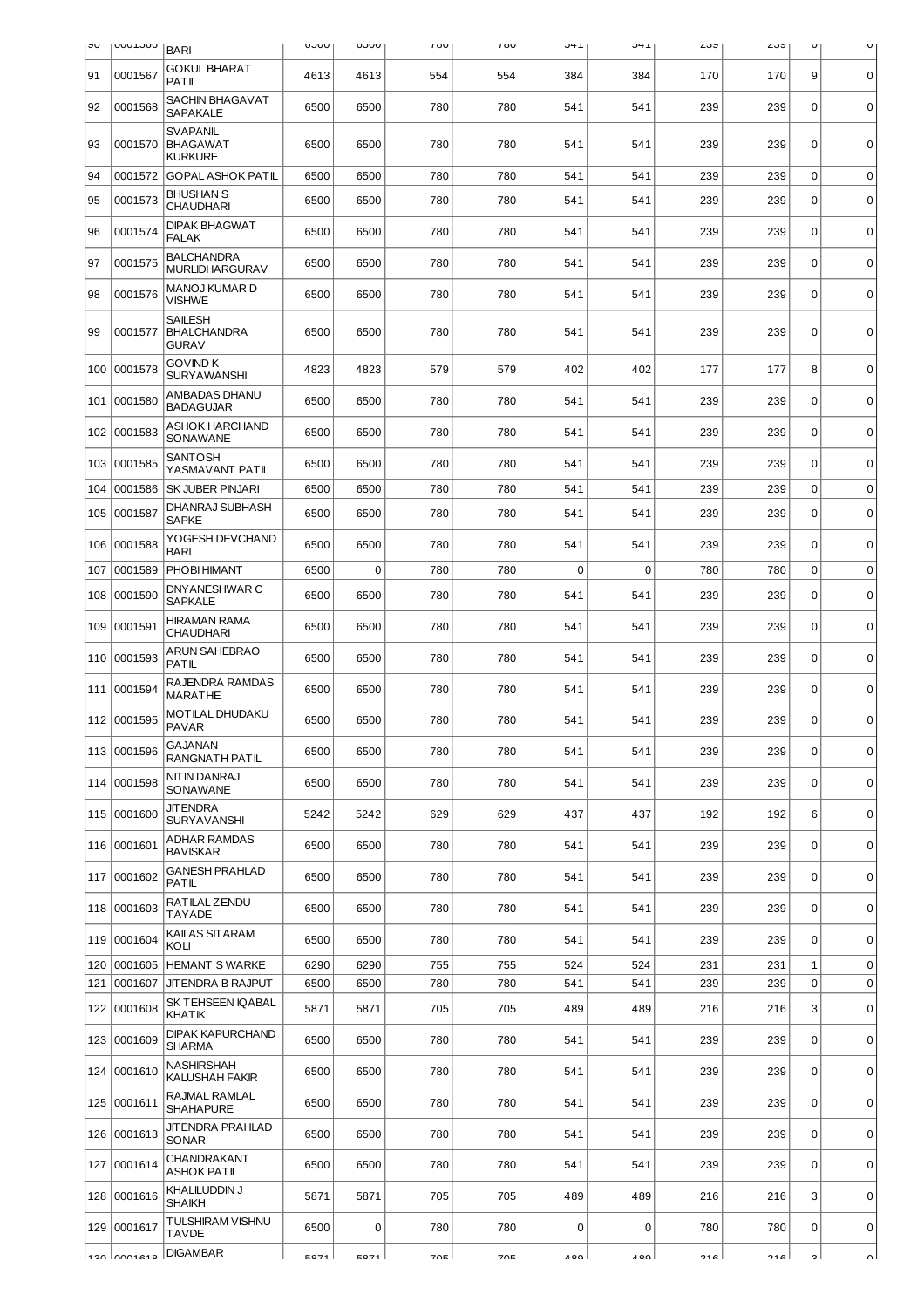| 90 | 0001566 | BARI | 6500 | 6500 | 780 | 780 | 541 | 541 | 239 | 239 | 0 | 0 |
|---|---|---|---|---|---|---|---|---|---|---|---|---|
| 91 | 0001567 | GOKUL BHARAT PATIL | 4613 | 4613 | 554 | 554 | 384 | 384 | 170 | 170 | 9 | 0 |
| 92 | 0001568 | SACHIN BHAGAVAT SAPAKALE | 6500 | 6500 | 780 | 780 | 541 | 541 | 239 | 239 | 0 | 0 |
| 93 | 0001570 | SVAPANIL BHAGAWAT KURKURE | 6500 | 6500 | 780 | 780 | 541 | 541 | 239 | 239 | 0 | 0 |
| 94 | 0001572 | GOPAL ASHOK PATIL | 6500 | 6500 | 780 | 780 | 541 | 541 | 239 | 239 | 0 | 0 |
| 95 | 0001573 | BHUSHAN S CHAUDHARI | 6500 | 6500 | 780 | 780 | 541 | 541 | 239 | 239 | 0 | 0 |
| 96 | 0001574 | DIPAK BHAGWAT FALAK | 6500 | 6500 | 780 | 780 | 541 | 541 | 239 | 239 | 0 | 0 |
| 97 | 0001575 | BALCHANDRA MURLIDHARGURAV | 6500 | 6500 | 780 | 780 | 541 | 541 | 239 | 239 | 0 | 0 |
| 98 | 0001576 | MANOJ KUMAR D VISHWE | 6500 | 6500 | 780 | 780 | 541 | 541 | 239 | 239 | 0 | 0 |
| 99 | 0001577 | SAILESH BHALCHANDRA GURAV | 6500 | 6500 | 780 | 780 | 541 | 541 | 239 | 239 | 0 | 0 |
| 100 | 0001578 | GOVIND K SURYAWANSHI | 4823 | 4823 | 579 | 579 | 402 | 402 | 177 | 177 | 8 | 0 |
| 101 | 0001580 | AMBADAS DHANU BADAGUJAR | 6500 | 6500 | 780 | 780 | 541 | 541 | 239 | 239 | 0 | 0 |
| 102 | 0001583 | ASHOK HARCHAND SONAWANE | 6500 | 6500 | 780 | 780 | 541 | 541 | 239 | 239 | 0 | 0 |
| 103 | 0001585 | SANTOSH YASMAVANT PATIL | 6500 | 6500 | 780 | 780 | 541 | 541 | 239 | 239 | 0 | 0 |
| 104 | 0001586 | SK JUBER PINJARI | 6500 | 6500 | 780 | 780 | 541 | 541 | 239 | 239 | 0 | 0 |
| 105 | 0001587 | DHANRAJ SUBHASH SAPKE | 6500 | 6500 | 780 | 780 | 541 | 541 | 239 | 239 | 0 | 0 |
| 106 | 0001588 | YOGESH DEVCHAND BARI | 6500 | 6500 | 780 | 780 | 541 | 541 | 239 | 239 | 0 | 0 |
| 107 | 0001589 | PHOBI HIMANT | 6500 | 0 | 780 | 780 | 0 | 0 | 780 | 780 | 0 | 0 |
| 108 | 0001590 | DNYANESHWAR C SAPKALE | 6500 | 6500 | 780 | 780 | 541 | 541 | 239 | 239 | 0 | 0 |
| 109 | 0001591 | HIRAMAN RAMA CHAUDHARI | 6500 | 6500 | 780 | 780 | 541 | 541 | 239 | 239 | 0 | 0 |
| 110 | 0001593 | ARUN SAHEBRAO PATIL | 6500 | 6500 | 780 | 780 | 541 | 541 | 239 | 239 | 0 | 0 |
| 111 | 0001594 | RAJENDRA RAMDAS MARATHE | 6500 | 6500 | 780 | 780 | 541 | 541 | 239 | 239 | 0 | 0 |
| 112 | 0001595 | MOTILAL DHUDAKU PAVAR | 6500 | 6500 | 780 | 780 | 541 | 541 | 239 | 239 | 0 | 0 |
| 113 | 0001596 | GAJANAN RANGNATH PATIL | 6500 | 6500 | 780 | 780 | 541 | 541 | 239 | 239 | 0 | 0 |
| 114 | 0001598 | NITIN DANRAJ SONAWANE | 6500 | 6500 | 780 | 780 | 541 | 541 | 239 | 239 | 0 | 0 |
| 115 | 0001600 | JITENDRA SURYAVANSHI | 5242 | 5242 | 629 | 629 | 437 | 437 | 192 | 192 | 6 | 0 |
| 116 | 0001601 | ADHAR RAMDAS BAVISKAR | 6500 | 6500 | 780 | 780 | 541 | 541 | 239 | 239 | 0 | 0 |
| 117 | 0001602 | GANESH PRAHLAD PATIL | 6500 | 6500 | 780 | 780 | 541 | 541 | 239 | 239 | 0 | 0 |
| 118 | 0001603 | RATILAL ZENDU TAYADE | 6500 | 6500 | 780 | 780 | 541 | 541 | 239 | 239 | 0 | 0 |
| 119 | 0001604 | KAILAS SITARAM KOLI | 6500 | 6500 | 780 | 780 | 541 | 541 | 239 | 239 | 0 | 0 |
| 120 | 0001605 | HEMANT S WARKE | 6290 | 6290 | 755 | 755 | 524 | 524 | 231 | 231 | 1 | 0 |
| 121 | 0001607 | JITENDRA B RAJPUT | 6500 | 6500 | 780 | 780 | 541 | 541 | 239 | 239 | 0 | 0 |
| 122 | 0001608 | SK TEHSEEN IQABAL KHATIK | 5871 | 5871 | 705 | 705 | 489 | 489 | 216 | 216 | 3 | 0 |
| 123 | 0001609 | DIPAK KAPURCHAND SHARMA | 6500 | 6500 | 780 | 780 | 541 | 541 | 239 | 239 | 0 | 0 |
| 124 | 0001610 | NASHIRSHAH KALUSHAH FAKIR | 6500 | 6500 | 780 | 780 | 541 | 541 | 239 | 239 | 0 | 0 |
| 125 | 0001611 | RAJMAL RAMLAL SHAHAPURE | 6500 | 6500 | 780 | 780 | 541 | 541 | 239 | 239 | 0 | 0 |
| 126 | 0001613 | JITENDRA PRAHLAD SONAR | 6500 | 6500 | 780 | 780 | 541 | 541 | 239 | 239 | 0 | 0 |
| 127 | 0001614 | CHANDRAKANT ASHOK PATIL | 6500 | 6500 | 780 | 780 | 541 | 541 | 239 | 239 | 0 | 0 |
| 128 | 0001616 | KHALILUDDIN J SHAIKH | 5871 | 5871 | 705 | 705 | 489 | 489 | 216 | 216 | 3 | 0 |
| 129 | 0001617 | TULSHIRAM VISHNU TAVDE | 6500 | 0 | 780 | 780 | 0 | 0 | 780 | 780 | 0 | 0 |
| 130 | 0001618 | DIGAMBAR | 5871 | 5871 | 705 | 705 | 489 | 489 | 216 | 216 | 3 | 0 |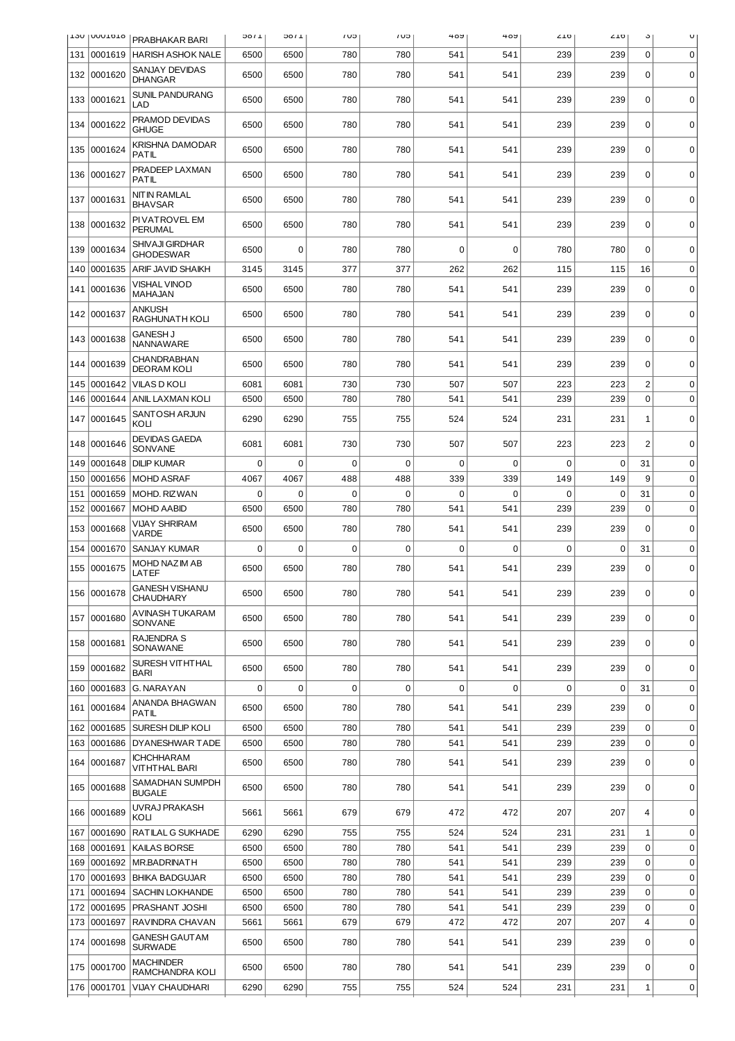| 130 | 0001618 | PRABHAKAR BARI | 5871 | 5871 | 705 | 705 | 489 | 489 | 216 | 216 | 3 | 0 |
|---|---|---|---|---|---|---|---|---|---|---|---|---|
| 131 | 0001619 | HARISH ASHOK NALE | 6500 | 6500 | 780 | 780 | 541 | 541 | 239 | 239 | 0 | 0 |
| 132 | 0001620 | SANJAY DEVIDAS DHANGAR | 6500 | 6500 | 780 | 780 | 541 | 541 | 239 | 239 | 0 | 0 |
| 133 | 0001621 | SUNIL PANDURANG LAD | 6500 | 6500 | 780 | 780 | 541 | 541 | 239 | 239 | 0 | 0 |
| 134 | 0001622 | PRAMOD DEVIDAS GHUGE | 6500 | 6500 | 780 | 780 | 541 | 541 | 239 | 239 | 0 | 0 |
| 135 | 0001624 | KRISHNA DAMODAR PATIL | 6500 | 6500 | 780 | 780 | 541 | 541 | 239 | 239 | 0 | 0 |
| 136 | 0001627 | PRADEEP LAXMAN PATIL | 6500 | 6500 | 780 | 780 | 541 | 541 | 239 | 239 | 0 | 0 |
| 137 | 0001631 | NITIN RAMLAL BHAVSAR | 6500 | 6500 | 780 | 780 | 541 | 541 | 239 | 239 | 0 | 0 |
| 138 | 0001632 | PIVATROVEL EM PERUMAL | 6500 | 6500 | 780 | 780 | 541 | 541 | 239 | 239 | 0 | 0 |
| 139 | 0001634 | SHIVAJI GIRDHAR GHODESWAR | 6500 | 0 | 780 | 780 | 0 | 0 | 780 | 780 | 0 | 0 |
| 140 | 0001635 | ARIF JAVID SHAIKH | 3145 | 3145 | 377 | 377 | 262 | 262 | 115 | 115 | 16 | 0 |
| 141 | 0001636 | VISHAL VINOD MAHAJAN | 6500 | 6500 | 780 | 780 | 541 | 541 | 239 | 239 | 0 | 0 |
| 142 | 0001637 | ANKUSH RAGHUNATH KOLI | 6500 | 6500 | 780 | 780 | 541 | 541 | 239 | 239 | 0 | 0 |
| 143 | 0001638 | GANESH J NANNAWARE | 6500 | 6500 | 780 | 780 | 541 | 541 | 239 | 239 | 0 | 0 |
| 144 | 0001639 | CHANDRABHAN DEORAM KOLI | 6500 | 6500 | 780 | 780 | 541 | 541 | 239 | 239 | 0 | 0 |
| 145 | 0001642 | VILAS D KOLI | 6081 | 6081 | 730 | 730 | 507 | 507 | 223 | 223 | 2 | 0 |
| 146 | 0001644 | ANIL LAXMAN KOLI | 6500 | 6500 | 780 | 780 | 541 | 541 | 239 | 239 | 0 | 0 |
| 147 | 0001645 | SANTOSH ARJUN KOLI | 6290 | 6290 | 755 | 755 | 524 | 524 | 231 | 231 | 1 | 0 |
| 148 | 0001646 | DEVIDAS GAEDA SONVANE | 6081 | 6081 | 730 | 730 | 507 | 507 | 223 | 223 | 2 | 0 |
| 149 | 0001648 | DILIP KUMAR | 0 | 0 | 0 | 0 | 0 | 0 | 0 | 0 | 31 | 0 |
| 150 | 0001656 | MOHD ASRAF | 4067 | 4067 | 488 | 488 | 339 | 339 | 149 | 149 | 9 | 0 |
| 151 | 0001659 | MOHD. RIZWAN | 0 | 0 | 0 | 0 | 0 | 0 | 0 | 0 | 31 | 0 |
| 152 | 0001667 | MOHD AABID | 6500 | 6500 | 780 | 780 | 541 | 541 | 239 | 239 | 0 | 0 |
| 153 | 0001668 | VIJAY SHRIRAM VARDE | 6500 | 6500 | 780 | 780 | 541 | 541 | 239 | 239 | 0 | 0 |
| 154 | 0001670 | SANJAY KUMAR | 0 | 0 | 0 | 0 | 0 | 0 | 0 | 0 | 31 | 0 |
| 155 | 0001675 | MOHD NAZIM AB LATEF | 6500 | 6500 | 780 | 780 | 541 | 541 | 239 | 239 | 0 | 0 |
| 156 | 0001678 | GANESH VISHANU CHAUDHARY | 6500 | 6500 | 780 | 780 | 541 | 541 | 239 | 239 | 0 | 0 |
| 157 | 0001680 | AVINASH TUKARAM SONVANE | 6500 | 6500 | 780 | 780 | 541 | 541 | 239 | 239 | 0 | 0 |
| 158 | 0001681 | RAJENDRA S SONAWANE | 6500 | 6500 | 780 | 780 | 541 | 541 | 239 | 239 | 0 | 0 |
| 159 | 0001682 | SURESH VITHTHAL BARI | 6500 | 6500 | 780 | 780 | 541 | 541 | 239 | 239 | 0 | 0 |
| 160 | 0001683 | G. NARAYAN | 0 | 0 | 0 | 0 | 0 | 0 | 0 | 0 | 31 | 0 |
| 161 | 0001684 | ANANDA BHAGWAN PATIL | 6500 | 6500 | 780 | 780 | 541 | 541 | 239 | 239 | 0 | 0 |
| 162 | 0001685 | SURESH DILIP KOLI | 6500 | 6500 | 780 | 780 | 541 | 541 | 239 | 239 | 0 | 0 |
| 163 | 0001686 | DYANESHWAR TADE | 6500 | 6500 | 780 | 780 | 541 | 541 | 239 | 239 | 0 | 0 |
| 164 | 0001687 | ICHCHHARAM VITHTHAL BARI | 6500 | 6500 | 780 | 780 | 541 | 541 | 239 | 239 | 0 | 0 |
| 165 | 0001688 | SAMADHAN SUMPDH BUGALE | 6500 | 6500 | 780 | 780 | 541 | 541 | 239 | 239 | 0 | 0 |
| 166 | 0001689 | UVRAJ PRAKASH KOLI | 5661 | 5661 | 679 | 679 | 472 | 472 | 207 | 207 | 4 | 0 |
| 167 | 0001690 | RATILAL G SUKHADE | 6290 | 6290 | 755 | 755 | 524 | 524 | 231 | 231 | 1 | 0 |
| 168 | 0001691 | KAILAS BORSE | 6500 | 6500 | 780 | 780 | 541 | 541 | 239 | 239 | 0 | 0 |
| 169 | 0001692 | MR.BADRINATH | 6500 | 6500 | 780 | 780 | 541 | 541 | 239 | 239 | 0 | 0 |
| 170 | 0001693 | BHIKA BADGUJAR | 6500 | 6500 | 780 | 780 | 541 | 541 | 239 | 239 | 0 | 0 |
| 171 | 0001694 | SACHIN LOKHANDE | 6500 | 6500 | 780 | 780 | 541 | 541 | 239 | 239 | 0 | 0 |
| 172 | 0001695 | PRASHANT JOSHI | 6500 | 6500 | 780 | 780 | 541 | 541 | 239 | 239 | 0 | 0 |
| 173 | 0001697 | RAVINDRA CHAVAN | 5661 | 5661 | 679 | 679 | 472 | 472 | 207 | 207 | 4 | 0 |
| 174 | 0001698 | GANESH GAUTAM SURWADE | 6500 | 6500 | 780 | 780 | 541 | 541 | 239 | 239 | 0 | 0 |
| 175 | 0001700 | MACHINDER RAMCHANDRA KOLI | 6500 | 6500 | 780 | 780 | 541 | 541 | 239 | 239 | 0 | 0 |
| 176 | 0001701 | VIJAY CHAUDHARI | 6290 | 6290 | 755 | 755 | 524 | 524 | 231 | 231 | 1 | 0 |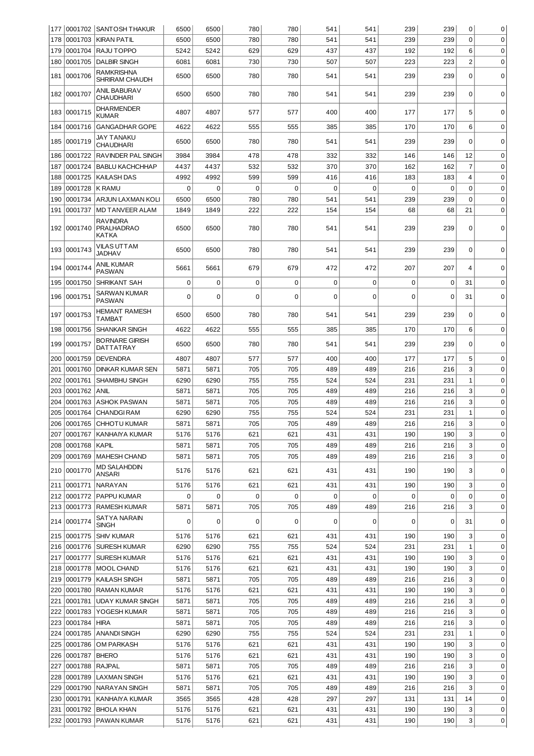| | | | | | | | | | | | |
|---|---|---|---|---|---|---|---|---|---|---|---|
| 177 | 0001702 | SANTOSH THAKUR | 6500 | 6500 | 780 | 780 | 541 | 541 | 239 | 239 | 0 | 0 |
| 178 | 0001703 | KIRAN PATIL | 6500 | 6500 | 780 | 780 | 541 | 541 | 239 | 239 | 0 | 0 |
| 179 | 0001704 | RAJU TOPPO | 5242 | 5242 | 629 | 629 | 437 | 437 | 192 | 192 | 6 | 0 |
| 180 | 0001705 | DALBIR SINGH | 6081 | 6081 | 730 | 730 | 507 | 507 | 223 | 223 | 2 | 0 |
| 181 | 0001706 | RAMKRISHNA SHRIRAM CHAUDH | 6500 | 6500 | 780 | 780 | 541 | 541 | 239 | 239 | 0 | 0 |
| 182 | 0001707 | ANIL BABURAV CHAUDHARI | 6500 | 6500 | 780 | 780 | 541 | 541 | 239 | 239 | 0 | 0 |
| 183 | 0001715 | DHARMENDER KUMAR | 4807 | 4807 | 577 | 577 | 400 | 400 | 177 | 177 | 5 | 0 |
| 184 | 0001716 | GANGADHAR GOPE | 4622 | 4622 | 555 | 555 | 385 | 385 | 170 | 170 | 6 | 0 |
| 185 | 0001719 | JAY TANAKU CHAUDHARI | 6500 | 6500 | 780 | 780 | 541 | 541 | 239 | 239 | 0 | 0 |
| 186 | 0001722 | RAVINDER PAL SINGH | 3984 | 3984 | 478 | 478 | 332 | 332 | 146 | 146 | 12 | 0 |
| 187 | 0001724 | BABLU KACHCHHAP | 4437 | 4437 | 532 | 532 | 370 | 370 | 162 | 162 | 7 | 0 |
| 188 | 0001725 | KAILASH DAS | 4992 | 4992 | 599 | 599 | 416 | 416 | 183 | 183 | 4 | 0 |
| 189 | 0001728 | K RAMU | 0 | 0 | 0 | 0 | 0 | 0 | 0 | 0 | 0 | 0 |
| 190 | 0001734 | ARJUN LAXMAN KOLI | 6500 | 6500 | 780 | 780 | 541 | 541 | 239 | 239 | 0 | 0 |
| 191 | 0001737 | MD TANVEER ALAM | 1849 | 1849 | 222 | 222 | 154 | 154 | 68 | 68 | 21 | 0 |
| 192 | 0001740 | RAVINDRA PRALHADRAO KATKA | 6500 | 6500 | 780 | 780 | 541 | 541 | 239 | 239 | 0 | 0 |
| 193 | 0001743 | VILAS UTTAM JADHAV | 6500 | 6500 | 780 | 780 | 541 | 541 | 239 | 239 | 0 | 0 |
| 194 | 0001744 | ANIL KUMAR PASWAN | 5661 | 5661 | 679 | 679 | 472 | 472 | 207 | 207 | 4 | 0 |
| 195 | 0001750 | SHRIKANT SAH | 0 | 0 | 0 | 0 | 0 | 0 | 0 | 0 | 31 | 0 |
| 196 | 0001751 | SARWAN KUMAR PASWAN | 0 | 0 | 0 | 0 | 0 | 0 | 0 | 0 | 31 | 0 |
| 197 | 0001753 | HEMANT RAMESH TAMBAT | 6500 | 6500 | 780 | 780 | 541 | 541 | 239 | 239 | 0 | 0 |
| 198 | 0001756 | SHANKAR SINGH | 4622 | 4622 | 555 | 555 | 385 | 385 | 170 | 170 | 6 | 0 |
| 199 | 0001757 | BORNARE GIRISH DATTATRAY | 6500 | 6500 | 780 | 780 | 541 | 541 | 239 | 239 | 0 | 0 |
| 200 | 0001759 | DEVENDRA | 4807 | 4807 | 577 | 577 | 400 | 400 | 177 | 177 | 5 | 0 |
| 201 | 0001760 | DINKAR KUMAR SEN | 5871 | 5871 | 705 | 705 | 489 | 489 | 216 | 216 | 3 | 0 |
| 202 | 0001761 | SHAMBHU SINGH | 6290 | 6290 | 755 | 755 | 524 | 524 | 231 | 231 | 1 | 0 |
| 203 | 0001762 | ANIL | 5871 | 5871 | 705 | 705 | 489 | 489 | 216 | 216 | 3 | 0 |
| 204 | 0001763 | ASHOK PASWAN | 5871 | 5871 | 705 | 705 | 489 | 489 | 216 | 216 | 3 | 0 |
| 205 | 0001764 | CHANDGI RAM | 6290 | 6290 | 755 | 755 | 524 | 524 | 231 | 231 | 1 | 0 |
| 206 | 0001765 | CHHOTU KUMAR | 5871 | 5871 | 705 | 705 | 489 | 489 | 216 | 216 | 3 | 0 |
| 207 | 0001767 | KANHAIYA KUMAR | 5176 | 5176 | 621 | 621 | 431 | 431 | 190 | 190 | 3 | 0 |
| 208 | 0001768 | KAPIL | 5871 | 5871 | 705 | 705 | 489 | 489 | 216 | 216 | 3 | 0 |
| 209 | 0001769 | MAHESH CHAND | 5871 | 5871 | 705 | 705 | 489 | 489 | 216 | 216 | 3 | 0 |
| 210 | 0001770 | MD SALAHDDIN ANSARI | 5176 | 5176 | 621 | 621 | 431 | 431 | 190 | 190 | 3 | 0 |
| 211 | 0001771 | NARAYAN | 5176 | 5176 | 621 | 621 | 431 | 431 | 190 | 190 | 3 | 0 |
| 212 | 0001772 | PAPPU KUMAR | 0 | 0 | 0 | 0 | 0 | 0 | 0 | 0 | 0 | 0 |
| 213 | 0001773 | RAMESH KUMAR | 5871 | 5871 | 705 | 705 | 489 | 489 | 216 | 216 | 3 | 0 |
| 214 | 0001774 | SATYA NARAIN SINGH | 0 | 0 | 0 | 0 | 0 | 0 | 0 | 0 | 31 | 0 |
| 215 | 0001775 | SHIV KUMAR | 5176 | 5176 | 621 | 621 | 431 | 431 | 190 | 190 | 3 | 0 |
| 216 | 0001776 | SURESH KUMAR | 6290 | 6290 | 755 | 755 | 524 | 524 | 231 | 231 | 1 | 0 |
| 217 | 0001777 | SURESH KUMAR | 5176 | 5176 | 621 | 621 | 431 | 431 | 190 | 190 | 3 | 0 |
| 218 | 0001778 | MOOL CHAND | 5176 | 5176 | 621 | 621 | 431 | 431 | 190 | 190 | 3 | 0 |
| 219 | 0001779 | KAILASH SINGH | 5871 | 5871 | 705 | 705 | 489 | 489 | 216 | 216 | 3 | 0 |
| 220 | 0001780 | RAMAN KUMAR | 5176 | 5176 | 621 | 621 | 431 | 431 | 190 | 190 | 3 | 0 |
| 221 | 0001781 | UDAY KUMAR SINGH | 5871 | 5871 | 705 | 705 | 489 | 489 | 216 | 216 | 3 | 0 |
| 222 | 0001783 | YOGESH KUMAR | 5871 | 5871 | 705 | 705 | 489 | 489 | 216 | 216 | 3 | 0 |
| 223 | 0001784 | HIRA | 5871 | 5871 | 705 | 705 | 489 | 489 | 216 | 216 | 3 | 0 |
| 224 | 0001785 | ANANDI SINGH | 6290 | 6290 | 755 | 755 | 524 | 524 | 231 | 231 | 1 | 0 |
| 225 | 0001786 | OM PARKASH | 5176 | 5176 | 621 | 621 | 431 | 431 | 190 | 190 | 3 | 0 |
| 226 | 0001787 | BHERO | 5176 | 5176 | 621 | 621 | 431 | 431 | 190 | 190 | 3 | 0 |
| 227 | 0001788 | RAJPAL | 5871 | 5871 | 705 | 705 | 489 | 489 | 216 | 216 | 3 | 0 |
| 228 | 0001789 | LAXMAN SINGH | 5176 | 5176 | 621 | 621 | 431 | 431 | 190 | 190 | 3 | 0 |
| 229 | 0001790 | NARAYAN SINGH | 5871 | 5871 | 705 | 705 | 489 | 489 | 216 | 216 | 3 | 0 |
| 230 | 0001791 | KANHAIYA KUMAR | 3565 | 3565 | 428 | 428 | 297 | 297 | 131 | 131 | 14 | 0 |
| 231 | 0001792 | BHOLA KHAN | 5176 | 5176 | 621 | 621 | 431 | 431 | 190 | 190 | 3 | 0 |
| 232 | 0001793 | PAWAN KUMAR | 5176 | 5176 | 621 | 621 | 431 | 431 | 190 | 190 | 3 | 0 |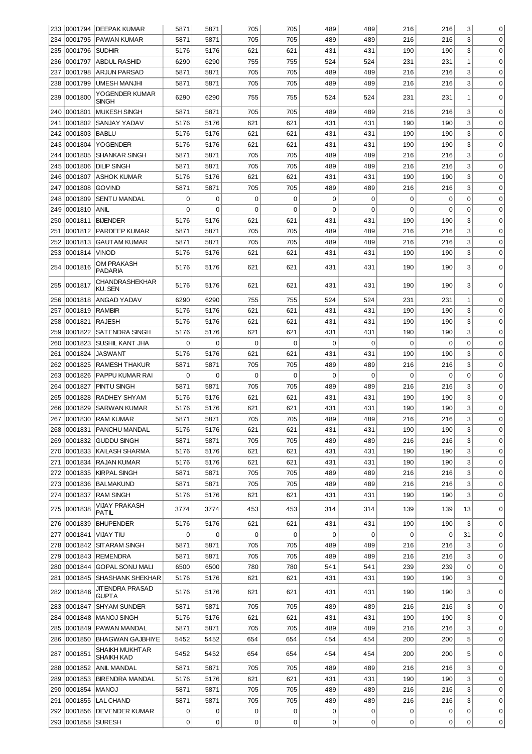| | | | | | | | | | | | |
|---|---|---|---|---|---|---|---|---|---|---|---|
| 233 | 0001794 | DEEPAK KUMAR | 5871 | 5871 | 705 | 705 | 489 | 489 | 216 | 216 | 3 | 0 |
| 234 | 0001795 | PAWAN KUMAR | 5871 | 5871 | 705 | 705 | 489 | 489 | 216 | 216 | 3 | 0 |
| 235 | 0001796 | SUDHIR | 5176 | 5176 | 621 | 621 | 431 | 431 | 190 | 190 | 3 | 0 |
| 236 | 0001797 | ABDUL RASHID | 6290 | 6290 | 755 | 755 | 524 | 524 | 231 | 231 | 1 | 0 |
| 237 | 0001798 | ARJUN PARSAD | 5871 | 5871 | 705 | 705 | 489 | 489 | 216 | 216 | 3 | 0 |
| 238 | 0001799 | UMESH MANJHI | 5871 | 5871 | 705 | 705 | 489 | 489 | 216 | 216 | 3 | 0 |
| 239 | 0001800 | YOGENDER KUMAR SINGH | 6290 | 6290 | 755 | 755 | 524 | 524 | 231 | 231 | 1 | 0 |
| 240 | 0001801 | MUKESH SINGH | 5871 | 5871 | 705 | 705 | 489 | 489 | 216 | 216 | 3 | 0 |
| 241 | 0001802 | SANJAY YADAV | 5176 | 5176 | 621 | 621 | 431 | 431 | 190 | 190 | 3 | 0 |
| 242 | 0001803 | BABLU | 5176 | 5176 | 621 | 621 | 431 | 431 | 190 | 190 | 3 | 0 |
| 243 | 0001804 | YOGENDER | 5176 | 5176 | 621 | 621 | 431 | 431 | 190 | 190 | 3 | 0 |
| 244 | 0001805 | SHANKAR SINGH | 5871 | 5871 | 705 | 705 | 489 | 489 | 216 | 216 | 3 | 0 |
| 245 | 0001806 | DILIP SINGH | 5871 | 5871 | 705 | 705 | 489 | 489 | 216 | 216 | 3 | 0 |
| 246 | 0001807 | ASHOK KUMAR | 5176 | 5176 | 621 | 621 | 431 | 431 | 190 | 190 | 3 | 0 |
| 247 | 0001808 | GOVIND | 5871 | 5871 | 705 | 705 | 489 | 489 | 216 | 216 | 3 | 0 |
| 248 | 0001809 | SENTU MANDAL | 0 | 0 | 0 | 0 | 0 | 0 | 0 | 0 | 0 | 0 |
| 249 | 0001810 | ANIL | 0 | 0 | 0 | 0 | 0 | 0 | 0 | 0 | 0 | 0 |
| 250 | 0001811 | BIJENDER | 5176 | 5176 | 621 | 621 | 431 | 431 | 190 | 190 | 3 | 0 |
| 251 | 0001812 | PARDEEP KUMAR | 5871 | 5871 | 705 | 705 | 489 | 489 | 216 | 216 | 3 | 0 |
| 252 | 0001813 | GAUTAM KUMAR | 5871 | 5871 | 705 | 705 | 489 | 489 | 216 | 216 | 3 | 0 |
| 253 | 0001814 | VINOD | 5176 | 5176 | 621 | 621 | 431 | 431 | 190 | 190 | 3 | 0 |
| 254 | 0001816 | OM PRAKASH PADARIA | 5176 | 5176 | 621 | 621 | 431 | 431 | 190 | 190 | 3 | 0 |
| 255 | 0001817 | CHANDRASHEKHAR KU. SEN | 5176 | 5176 | 621 | 621 | 431 | 431 | 190 | 190 | 3 | 0 |
| 256 | 0001818 | ANGAD YADAV | 6290 | 6290 | 755 | 755 | 524 | 524 | 231 | 231 | 1 | 0 |
| 257 | 0001819 | RAMBIR | 5176 | 5176 | 621 | 621 | 431 | 431 | 190 | 190 | 3 | 0 |
| 258 | 0001821 | RAJESH | 5176 | 5176 | 621 | 621 | 431 | 431 | 190 | 190 | 3 | 0 |
| 259 | 0001822 | SATENDRA SINGH | 5176 | 5176 | 621 | 621 | 431 | 431 | 190 | 190 | 3 | 0 |
| 260 | 0001823 | SUSHIL KANT JHA | 0 | 0 | 0 | 0 | 0 | 0 | 0 | 0 | 0 | 0 |
| 261 | 0001824 | JASWANT | 5176 | 5176 | 621 | 621 | 431 | 431 | 190 | 190 | 3 | 0 |
| 262 | 0001825 | RAMESH THAKUR | 5871 | 5871 | 705 | 705 | 489 | 489 | 216 | 216 | 3 | 0 |
| 263 | 0001826 | PAPPU KUMAR RAI | 0 | 0 | 0 | 0 | 0 | 0 | 0 | 0 | 0 | 0 |
| 264 | 0001827 | PINTU SINGH | 5871 | 5871 | 705 | 705 | 489 | 489 | 216 | 216 | 3 | 0 |
| 265 | 0001828 | RADHEY SHYAM | 5176 | 5176 | 621 | 621 | 431 | 431 | 190 | 190 | 3 | 0 |
| 266 | 0001829 | SARWAN KUMAR | 5176 | 5176 | 621 | 621 | 431 | 431 | 190 | 190 | 3 | 0 |
| 267 | 0001830 | RAM KUMAR | 5871 | 5871 | 705 | 705 | 489 | 489 | 216 | 216 | 3 | 0 |
| 268 | 0001831 | PANCHU MANDAL | 5176 | 5176 | 621 | 621 | 431 | 431 | 190 | 190 | 3 | 0 |
| 269 | 0001832 | GUDDU SINGH | 5871 | 5871 | 705 | 705 | 489 | 489 | 216 | 216 | 3 | 0 |
| 270 | 0001833 | KAILASH SHARMA | 5176 | 5176 | 621 | 621 | 431 | 431 | 190 | 190 | 3 | 0 |
| 271 | 0001834 | RAJAN KUMAR | 5176 | 5176 | 621 | 621 | 431 | 431 | 190 | 190 | 3 | 0 |
| 272 | 0001835 | KIRPAL SINGH | 5871 | 5871 | 705 | 705 | 489 | 489 | 216 | 216 | 3 | 0 |
| 273 | 0001836 | BALMAKUND | 5871 | 5871 | 705 | 705 | 489 | 489 | 216 | 216 | 3 | 0 |
| 274 | 0001837 | RAM SINGH | 5176 | 5176 | 621 | 621 | 431 | 431 | 190 | 190 | 3 | 0 |
| 275 | 0001838 | VIJAY PRAKASH PATIL | 3774 | 3774 | 453 | 453 | 314 | 314 | 139 | 139 | 13 | 0 |
| 276 | 0001839 | BHUPENDER | 5176 | 5176 | 621 | 621 | 431 | 431 | 190 | 190 | 3 | 0 |
| 277 | 0001841 | VIJAY TIU | 0 | 0 | 0 | 0 | 0 | 0 | 0 | 0 | 31 | 0 |
| 278 | 0001842 | SITARAM SINGH | 5871 | 5871 | 705 | 705 | 489 | 489 | 216 | 216 | 3 | 0 |
| 279 | 0001843 | REMENDRA | 5871 | 5871 | 705 | 705 | 489 | 489 | 216 | 216 | 3 | 0 |
| 280 | 0001844 | GOPAL SONU MALI | 6500 | 6500 | 780 | 780 | 541 | 541 | 239 | 239 | 0 | 0 |
| 281 | 0001845 | SHASHANK SHEKHAR | 5176 | 5176 | 621 | 621 | 431 | 431 | 190 | 190 | 3 | 0 |
| 282 | 0001846 | JITENDRA PRASAD GUPTA | 5176 | 5176 | 621 | 621 | 431 | 431 | 190 | 190 | 3 | 0 |
| 283 | 0001847 | SHYAM SUNDER | 5871 | 5871 | 705 | 705 | 489 | 489 | 216 | 216 | 3 | 0 |
| 284 | 0001848 | MANOJ SINGH | 5176 | 5176 | 621 | 621 | 431 | 431 | 190 | 190 | 3 | 0 |
| 285 | 0001849 | PAWAN MANDAL | 5871 | 5871 | 705 | 705 | 489 | 489 | 216 | 216 | 3 | 0 |
| 286 | 0001850 | BHAGWAN GAJBHIYE | 5452 | 5452 | 654 | 654 | 454 | 454 | 200 | 200 | 5 | 0 |
| 287 | 0001851 | SHAIKH MUKHTAR SHAIKH KAD | 5452 | 5452 | 654 | 654 | 454 | 454 | 200 | 200 | 5 | 0 |
| 288 | 0001852 | ANIL MANDAL | 5871 | 5871 | 705 | 705 | 489 | 489 | 216 | 216 | 3 | 0 |
| 289 | 0001853 | BIRENDRA MANDAL | 5176 | 5176 | 621 | 621 | 431 | 431 | 190 | 190 | 3 | 0 |
| 290 | 0001854 | MANOJ | 5871 | 5871 | 705 | 705 | 489 | 489 | 216 | 216 | 3 | 0 |
| 291 | 0001855 | LAL CHAND | 5871 | 5871 | 705 | 705 | 489 | 489 | 216 | 216 | 3 | 0 |
| 292 | 0001856 | DEVENDER KUMAR | 0 | 0 | 0 | 0 | 0 | 0 | 0 | 0 | 0 | 0 |
| 293 | 0001858 | SURESH | 0 | 0 | 0 | 0 | 0 | 0 | 0 | 0 | 0 | 0 |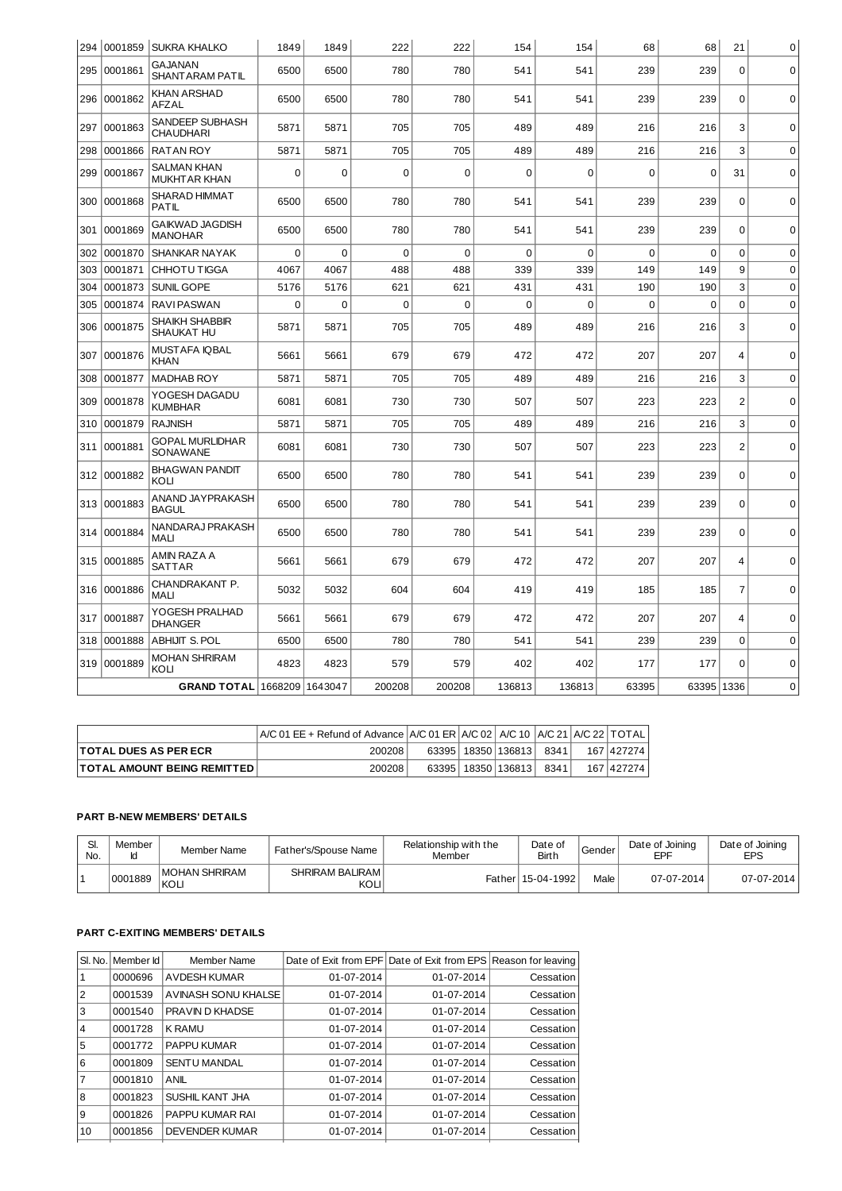| 294 | 0001859 | SUKRA KHALKO | 1849 | 1849 | 222 | 222 | 154 | 154 | 68 | 68 | 21 | 0 |
|---|---|---|---|---|---|---|---|---|---|---|---|---|
| 295 | 0001861 | GAJANAN SHANTARAM PATIL | 6500 | 6500 | 780 | 780 | 541 | 541 | 239 | 239 | 0 | 0 |
| 296 | 0001862 | KHAN ARSHAD AFZAL | 6500 | 6500 | 780 | 780 | 541 | 541 | 239 | 239 | 0 | 0 |
| 297 | 0001863 | SANDEEP SUBHASH CHAUDHARI | 5871 | 5871 | 705 | 705 | 489 | 489 | 216 | 216 | 3 | 0 |
| 298 | 0001866 | RATAN ROY | 5871 | 5871 | 705 | 705 | 489 | 489 | 216 | 216 | 3 | 0 |
| 299 | 0001867 | SALMAN KHAN MUKHTAR KHAN | 0 | 0 | 0 | 0 | 0 | 0 | 0 | 0 | 31 | 0 |
| 300 | 0001868 | SHARAD HIMMAT PATIL | 6500 | 6500 | 780 | 780 | 541 | 541 | 239 | 239 | 0 | 0 |
| 301 | 0001869 | GAIKWAD JAGDISH MANOHAR | 6500 | 6500 | 780 | 780 | 541 | 541 | 239 | 239 | 0 | 0 |
| 302 | 0001870 | SHANKAR NAYAK | 0 | 0 | 0 | 0 | 0 | 0 | 0 | 0 | 0 | 0 |
| 303 | 0001871 | CHHOTU TIGGA | 4067 | 4067 | 488 | 488 | 339 | 339 | 149 | 149 | 9 | 0 |
| 304 | 0001873 | SUNIL GOPE | 5176 | 5176 | 621 | 621 | 431 | 431 | 190 | 190 | 3 | 0 |
| 305 | 0001874 | RAVI PASWAN | 0 | 0 | 0 | 0 | 0 | 0 | 0 | 0 | 0 | 0 |
| 306 | 0001875 | SHAIKH SHABBIR SHAUKAT HU | 5871 | 5871 | 705 | 705 | 489 | 489 | 216 | 216 | 3 | 0 |
| 307 | 0001876 | MUSTAFA IQBAL KHAN | 5661 | 5661 | 679 | 679 | 472 | 472 | 207 | 207 | 4 | 0 |
| 308 | 0001877 | MADHAB ROY | 5871 | 5871 | 705 | 705 | 489 | 489 | 216 | 216 | 3 | 0 |
| 309 | 0001878 | YOGESH DAGADU KUMBHAR | 6081 | 6081 | 730 | 730 | 507 | 507 | 223 | 223 | 2 | 0 |
| 310 | 0001879 | RAJNISH | 5871 | 5871 | 705 | 705 | 489 | 489 | 216 | 216 | 3 | 0 |
| 311 | 0001881 | GOPAL MURLIDHAR SONAWANE | 6081 | 6081 | 730 | 730 | 507 | 507 | 223 | 223 | 2 | 0 |
| 312 | 0001882 | BHAGWAN PANDIT KOLI | 6500 | 6500 | 780 | 780 | 541 | 541 | 239 | 239 | 0 | 0 |
| 313 | 0001883 | ANAND JAYPRAKASH BAGUL | 6500 | 6500 | 780 | 780 | 541 | 541 | 239 | 239 | 0 | 0 |
| 314 | 0001884 | NANDARAJ PRAKASH MALI | 6500 | 6500 | 780 | 780 | 541 | 541 | 239 | 239 | 0 | 0 |
| 315 | 0001885 | AMIN RAZA A SATTAR | 5661 | 5661 | 679 | 679 | 472 | 472 | 207 | 207 | 4 | 0 |
| 316 | 0001886 | CHANDRAKANT P. MALI | 5032 | 5032 | 604 | 604 | 419 | 419 | 185 | 185 | 7 | 0 |
| 317 | 0001887 | YOGESH PRALHAD DHANGER | 5661 | 5661 | 679 | 679 | 472 | 472 | 207 | 207 | 4 | 0 |
| 318 | 0001888 | ABHIJIT S. POL | 6500 | 6500 | 780 | 780 | 541 | 541 | 239 | 239 | 0 | 0 |
| 319 | 0001889 | MOHAN SHRIRAM KOLI | 4823 | 4823 | 579 | 579 | 402 | 402 | 177 | 177 | 0 | 0 |
| | | **GRAND TOTAL** | 1668209 | 1643047 | 200208 | 200208 | 136813 | 136813 | 63395 | 63395 | 1336 | 0 |

| | A/C 01 EE + Refund of Advance | A/C 01 ER | A/C 02 | A/C 10 | A/C 21 | A/C 22 | TOTAL |
|---|---|---|---|---|---|---|---|
| **TOTAL DUES AS PER ECR** | 200208 | 63395 | 18350 | 136813 | 8341 | 167 | 427274 |
| **TOTAL AMOUNT BEING REMITTED** | 200208 | 63395 | 18350 | 136813 | 8341 | 167 | 427274 |

### PART B-NEW MEMBERS' DETAILS

| Sl. No. | Member Id | Member Name | Father's/Spouse Name | Relationship with the Member | Date of Birth | Gender | Date of Joining EPF | Date of Joining EPS |
|---|---|---|---|---|---|---|---|---|
| 1 | 0001889 | MOHAN SHRIRAM KOLI | SHRIRAM BALIRAM KOLI | Father | 15-04-1992 | Male | 07-07-2014 | 07-07-2014 |

### PART C-EXITING MEMBERS' DETAILS

| Sl. No. | Member Id | Member Name | Date of Exit from EPF | Date of Exit from EPS | Reason for leaving |
|---|---|---|---|---|---|
| 1 | 0000696 | AVDESH KUMAR | 01-07-2014 | 01-07-2014 | Cessation |
| 2 | 0001539 | AVINASH SONU KHALSE | 01-07-2014 | 01-07-2014 | Cessation |
| 3 | 0001540 | PRAVIN D KHADSE | 01-07-2014 | 01-07-2014 | Cessation |
| 4 | 0001728 | K RAMU | 01-07-2014 | 01-07-2014 | Cessation |
| 5 | 0001772 | PAPPU KUMAR | 01-07-2014 | 01-07-2014 | Cessation |
| 6 | 0001809 | SENTU MANDAL | 01-07-2014 | 01-07-2014 | Cessation |
| 7 | 0001810 | ANIL | 01-07-2014 | 01-07-2014 | Cessation |
| 8 | 0001823 | SUSHIL KANT JHA | 01-07-2014 | 01-07-2014 | Cessation |
| 9 | 0001826 | PAPPU KUMAR RAI | 01-07-2014 | 01-07-2014 | Cessation |
| 10 | 0001856 | DEVENDER KUMAR | 01-07-2014 | 01-07-2014 | Cessation |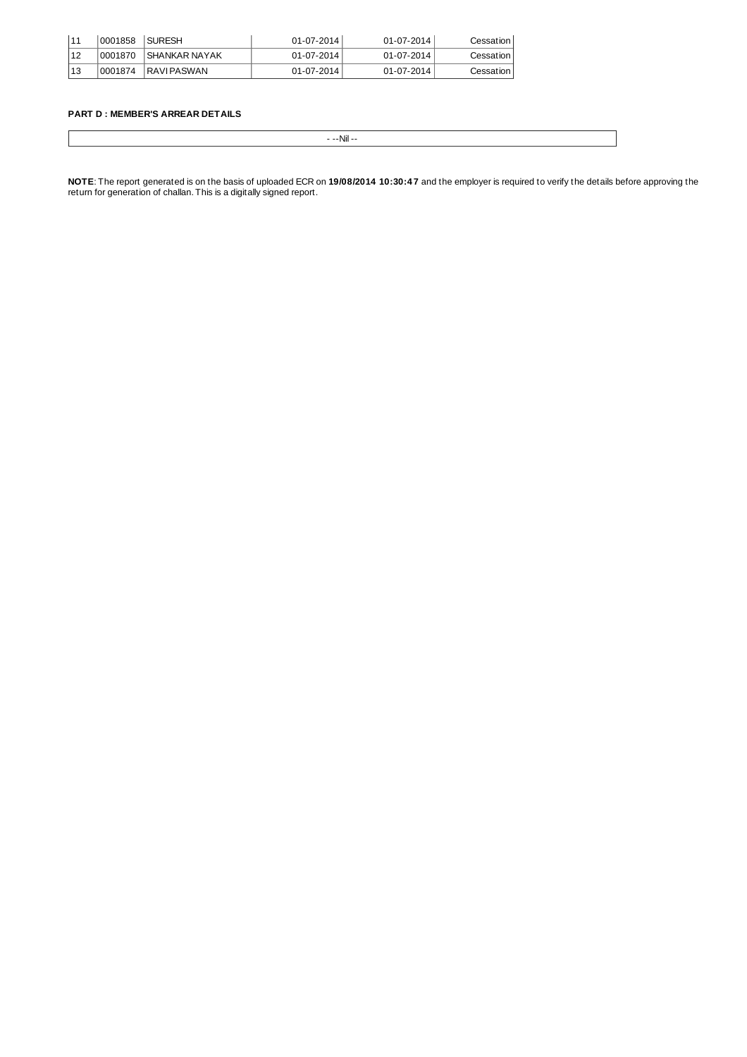| | | | | | |
|---|---|---|---|---|---|
| 11 | 0001858 | SURESH | 01-07-2014 | 01-07-2014 | Cessation |
| 12 | 0001870 | SHANKAR NAYAK | 01-07-2014 | 01-07-2014 | Cessation |
| 13 | 0001874 | RAVI PASWAN | 01-07-2014 | 01-07-2014 | Cessation |

**PART D : MEMBER'S ARREAR DETAILS**

| |
|---|
| - --Nil -- |

**NOTE**: The report generated is on the basis of uploaded ECR on **19/08/2014 10:30:47** and the employer is required to verify the details before approving the return for generation of challan. This is a digitally signed report.